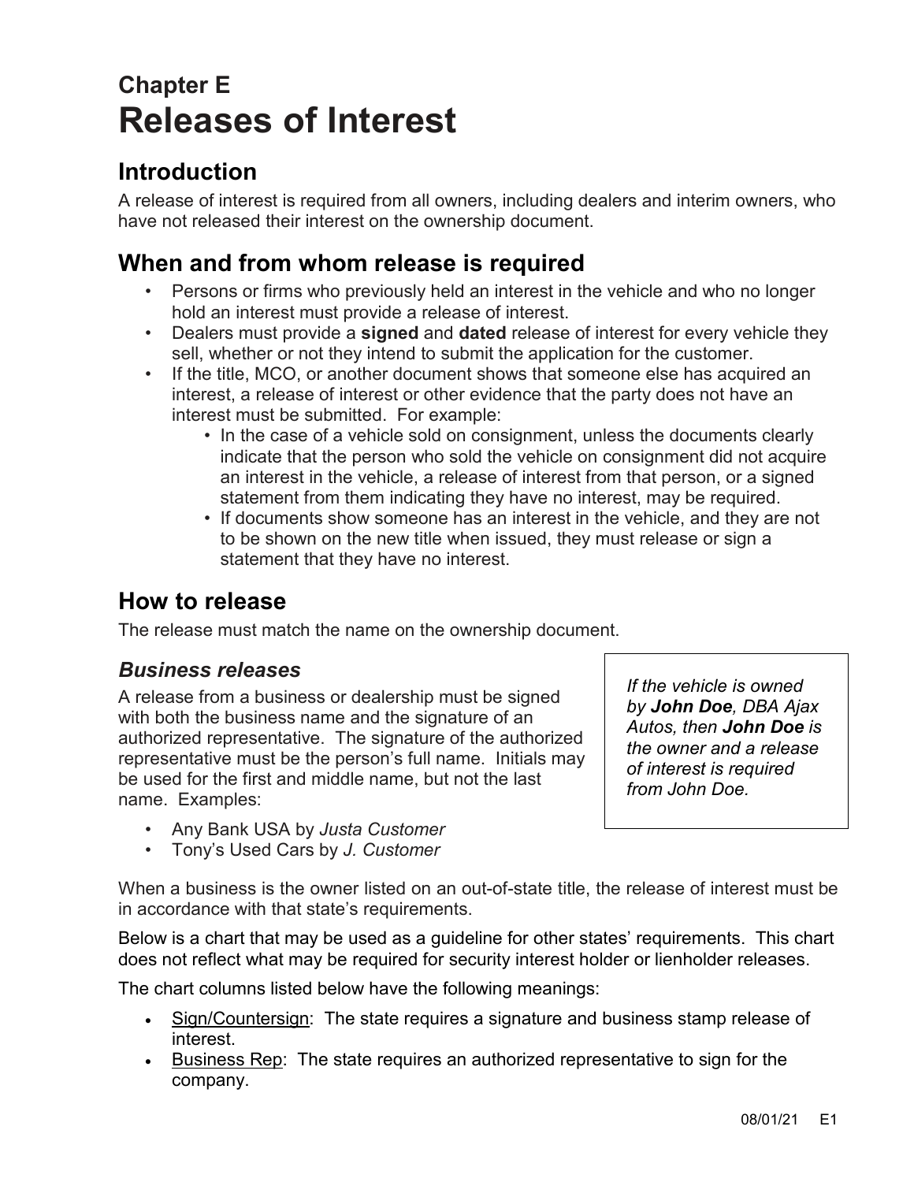# Chapter E
# Releases of Interest

## Introduction

A release of interest is required from all owners, including dealers and interim owners, who have not released their interest on the ownership document.

## When and from whom release is required

- Persons or firms who previously held an interest in the vehicle and who no longer hold an interest must provide a release of interest.
- Dealers must provide a **signed** and **dated** release of interest for every vehicle they sell, whether or not they intend to submit the application for the customer.
- If the title, MCO, or another document shows that someone else has acquired an interest, a release of interest or other evidence that the party does not have an interest must be submitted. For example:
  - In the case of a vehicle sold on consignment, unless the documents clearly indicate that the person who sold the vehicle on consignment did not acquire an interest in the vehicle, a release of interest from that person, or a signed statement from them indicating they have no interest, may be required.
  - If documents show someone has an interest in the vehicle, and they are not to be shown on the new title when issued, they must release or sign a statement that they have no interest.

## How to release

The release must match the name on the ownership document.

### *Business releases*

A release from a business or dealership must be signed with both the business name and the signature of an authorized representative. The signature of the authorized representative must be the person's full name. Initials may be used for the first and middle name, but not the last name. Examples:

- Any Bank USA by *Justa Customer*
- Tony's Used Cars by *J. Customer*

*If the vehicle is owned by **John Doe**, DBA Ajax Autos, then **John Doe** is the owner and a release of interest is required from John Doe.*

When a business is the owner listed on an out-of-state title, the release of interest must be in accordance with that state's requirements.

Below is a chart that may be used as a guideline for other states' requirements. This chart does not reflect what may be required for security interest holder or lienholder releases.

The chart columns listed below have the following meanings:

- Sign/Countersign: The state requires a signature and business stamp release of interest.
- Business Rep: The state requires an authorized representative to sign for the company.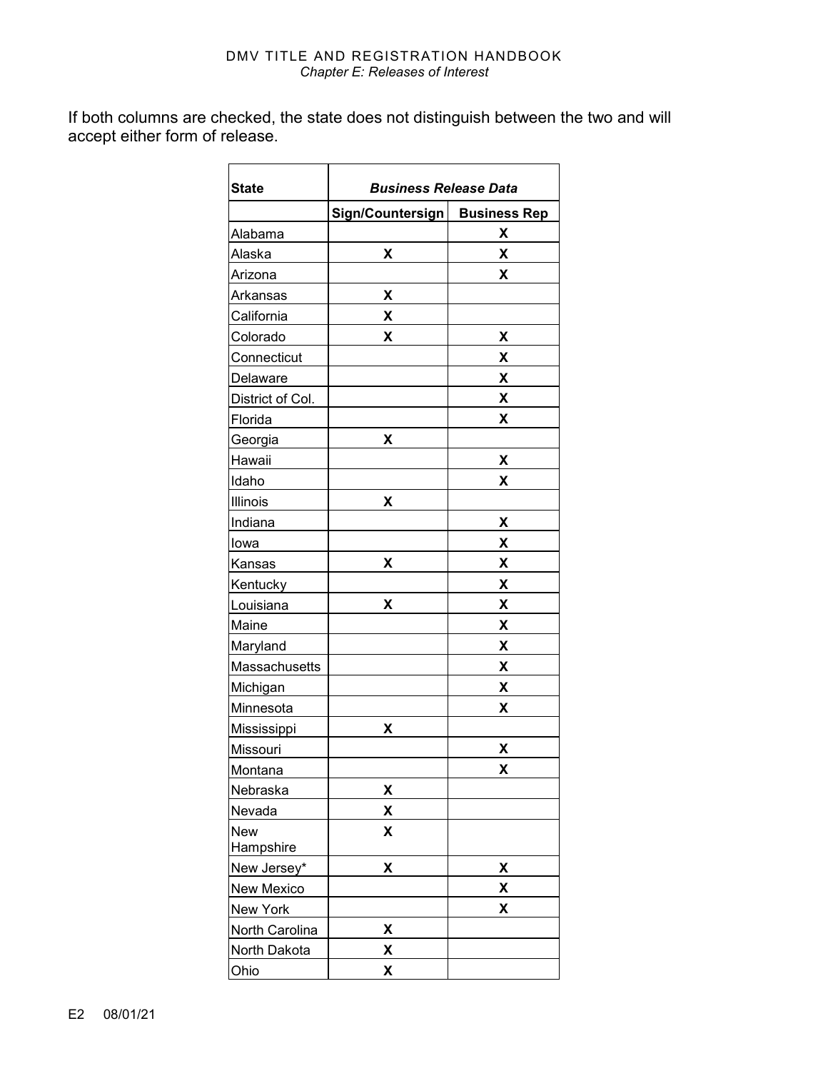If both columns are checked, the state does not distinguish between the two and will accept either form of release.

| State | *Business Release Data* | |
|---|---|---|
| | **Sign/Countersign** | **Business Rep** |
| Alabama | | **X** |
| Alaska | **X** | **X** |
| Arizona | | **X** |
| Arkansas | **X** | |
| California | **X** | |
| Colorado | **X** | **X** |
| Connecticut | | **X** |
| Delaware | | **X** |
| District of Col. | | **X** |
| Florida | | **X** |
| Georgia | **X** | |
| Hawaii | | **X** |
| Idaho | | **X** |
| Illinois | **X** | |
| Indiana | | **X** |
| Iowa | | **X** |
| Kansas | **X** | **X** |
| Kentucky | | **X** |
| Louisiana | **X** | **X** |
| Maine | | **X** |
| Maryland | | **X** |
| Massachusetts | | **X** |
| Michigan | | **X** |
| Minnesota | | **X** |
| Mississippi | **X** | |
| Missouri | | **X** |
| Montana | | **X** |
| Nebraska | **X** | |
| Nevada | **X** | |
| New Hampshire | **X** | |
| New Jersey* | **X** | **X** |
| New Mexico | | **X** |
| New York | | **X** |
| North Carolina | **X** | |
| North Dakota | **X** | |
| Ohio | **X** | |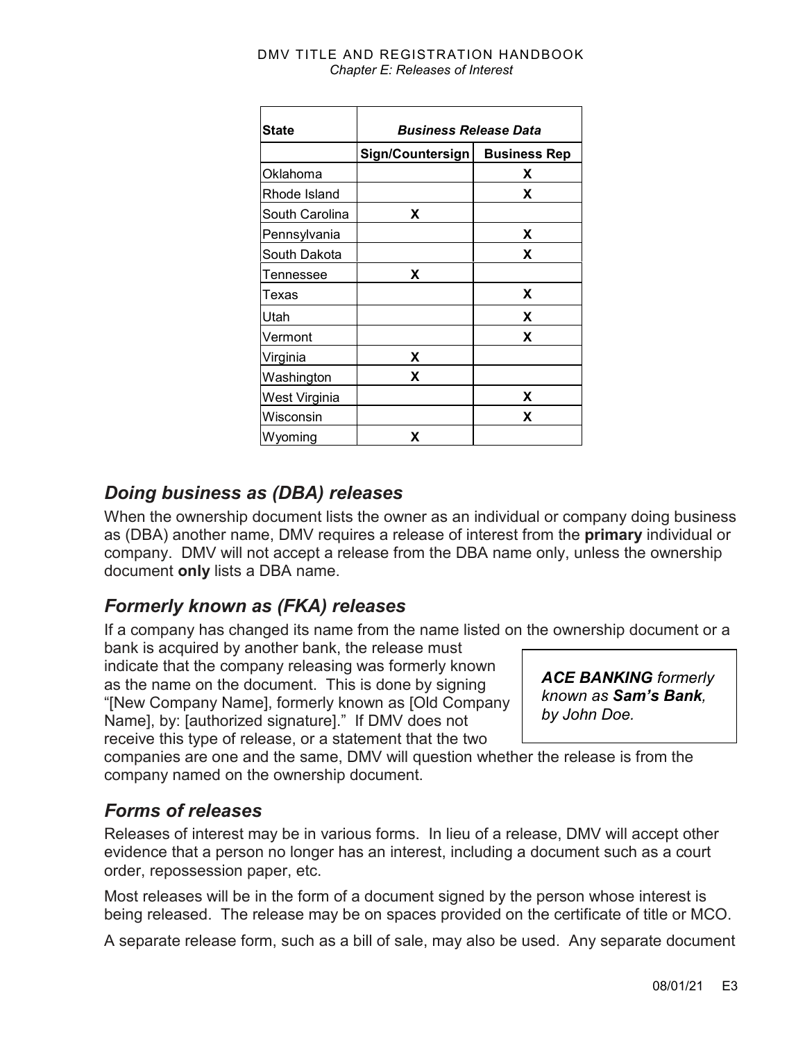| State | Business Release Data | |
|---|---|---|
| | Sign/Countersign | Business Rep |
| Oklahoma | | X |
| Rhode Island | | X |
| South Carolina | X | |
| Pennsylvania | | X |
| South Dakota | | X |
| Tennessee | X | |
| Texas | | X |
| Utah | | X |
| Vermont | | X |
| Virginia | X | |
| Washington | X | |
| West Virginia | | X |
| Wisconsin | | X |
| Wyoming | X | |

## *Doing business as (DBA) releases*

When the ownership document lists the owner as an individual or company doing business as (DBA) another name, DMV requires a release of interest from the **primary** individual or company. DMV will not accept a release from the DBA name only, unless the ownership document **only** lists a DBA name.

## *Formerly known as (FKA) releases*

If a company has changed its name from the name listed on the ownership document or a bank is acquired by another bank, the release must indicate that the company releasing was formerly known as the name on the document. This is done by signing "[New Company Name], formerly known as [Old Company Name], by: [authorized signature]." If DMV does not receive this type of release, or a statement that the two companies are one and the same, DMV will question whether the release is from the company named on the ownership document.

> ***ACE BANKING** formerly known as **Sam's Bank**, by John Doe.*

## *Forms of releases*

Releases of interest may be in various forms. In lieu of a release, DMV will accept other evidence that a person no longer has an interest, including a document such as a court order, repossession paper, etc.

Most releases will be in the form of a document signed by the person whose interest is being released. The release may be on spaces provided on the certificate of title or MCO.

A separate release form, such as a bill of sale, may also be used. Any separate document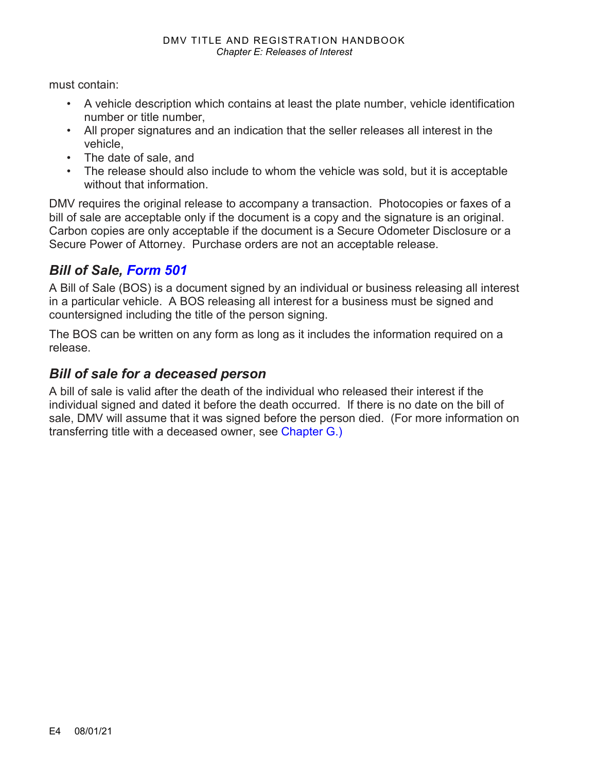must contain:

- A vehicle description which contains at least the plate number, vehicle identification number or title number,
- All proper signatures and an indication that the seller releases all interest in the vehicle,
- The date of sale, and
- The release should also include to whom the vehicle was sold, but it is acceptable without that information.

DMV requires the original release to accompany a transaction. Photocopies or faxes of a bill of sale are acceptable only if the document is a copy and the signature is an original. Carbon copies are only acceptable if the document is a Secure Odometer Disclosure or a Secure Power of Attorney. Purchase orders are not an acceptable release.

## *Bill of Sale, Form 501*

A Bill of Sale (BOS) is a document signed by an individual or business releasing all interest in a particular vehicle. A BOS releasing all interest for a business must be signed and countersigned including the title of the person signing.

The BOS can be written on any form as long as it includes the information required on a release.

## *Bill of sale for a deceased person*

A bill of sale is valid after the death of the individual who released their interest if the individual signed and dated it before the death occurred. If there is no date on the bill of sale, DMV will assume that it was signed before the person died. (For more information on transferring title with a deceased owner, see Chapter G.)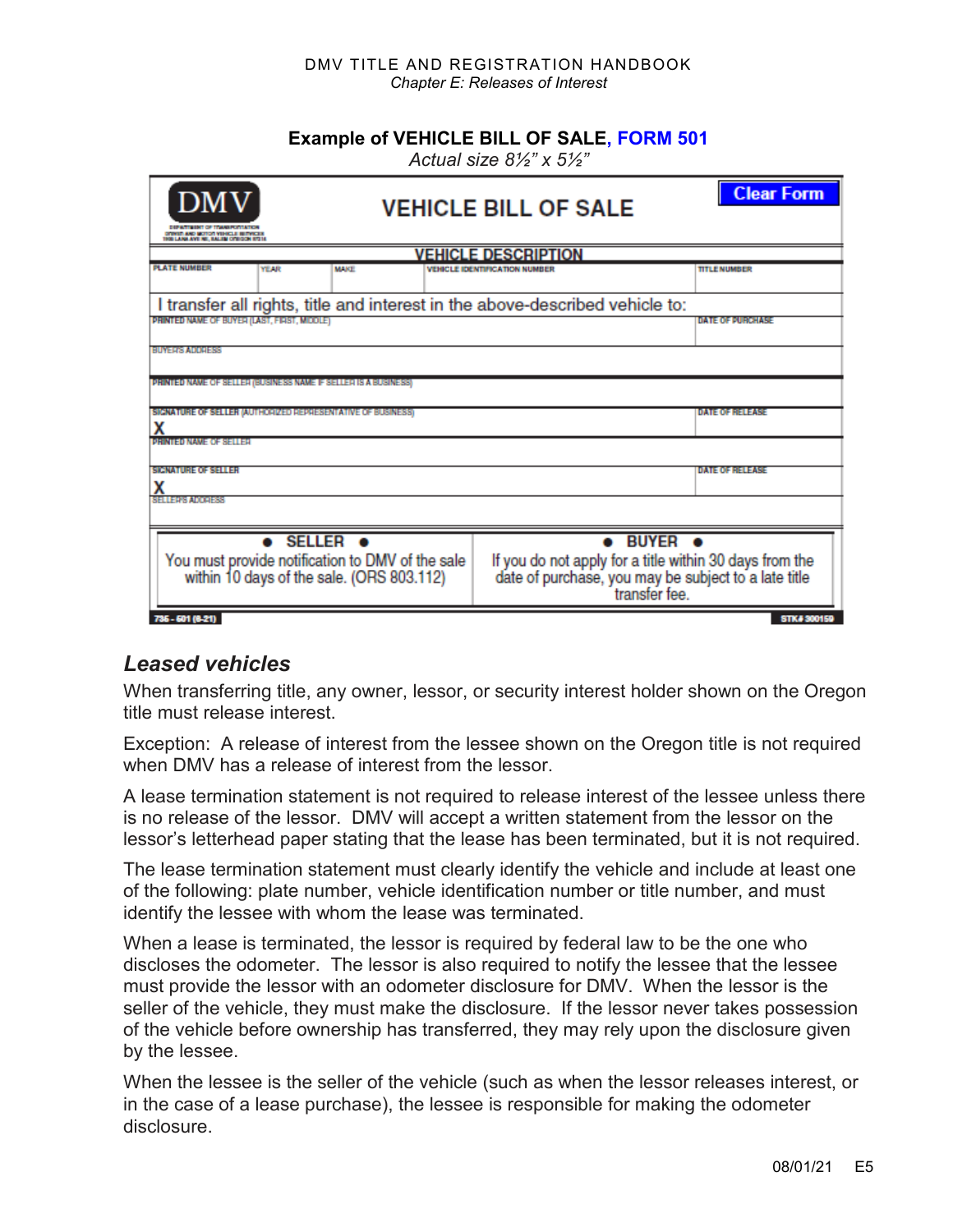**Example of VEHICLE BILL OF SALE, FORM 501**

*Actual size 8½" x 5½"*

**DMV** — DEPARTMENT OF TRANSPORTATION, DRIVER AND MOTOR VEHICLE SERVICES, 1905 LANA AVE NE, SALEM OREGON 97314

**VEHICLE BILL OF SALE** — Clear Form

**VEHICLE DESCRIPTION**

| PLATE NUMBER | YEAR | MAKE | VEHICLE IDENTIFICATION NUMBER | TITLE NUMBER |
|---|---|---|---|---|
| | | | | |

I transfer all rights, title and interest in the above-described vehicle to:

| PRINTED NAME OF BUYER (LAST, FIRST, MIDDLE) | DATE OF PURCHASE |
|---|---|
| BUYERS ADDRESS | |
| PRINTED NAME OF SELLER (BUSINESS NAME IF SELLER IS A BUSINESS) | |
| SIGNATURE OF SELLER (AUTHORIZED REPRESENTATIVE OF BUSINESS) X | DATE OF RELEASE |
| PRINTED NAME OF SELLER | |
| SIGNATURE OF SELLER X | DATE OF RELEASE |
| SELLERS ADDRESS | |

| • SELLER • | • BUYER • |
|---|---|
| You must provide notification to DMV of the sale within 10 days of the sale. (ORS 803.112) | If you do not apply for a title within 30 days from the date of purchase, you may be subject to a late title transfer fee. |

735 - 501 (8-21) STK# 300159

## *Leased vehicles*

When transferring title, any owner, lessor, or security interest holder shown on the Oregon title must release interest.

Exception: A release of interest from the lessee shown on the Oregon title is not required when DMV has a release of interest from the lessor.

A lease termination statement is not required to release interest of the lessee unless there is no release of the lessor. DMV will accept a written statement from the lessor on the lessor's letterhead paper stating that the lease has been terminated, but it is not required.

The lease termination statement must clearly identify the vehicle and include at least one of the following: plate number, vehicle identification number or title number, and must identify the lessee with whom the lease was terminated.

When a lease is terminated, the lessor is required by federal law to be the one who discloses the odometer. The lessor is also required to notify the lessee that the lessee must provide the lessor with an odometer disclosure for DMV. When the lessor is the seller of the vehicle, they must make the disclosure. If the lessor never takes possession of the vehicle before ownership has transferred, they may rely upon the disclosure given by the lessee.

When the lessee is the seller of the vehicle (such as when the lessor releases interest, or in the case of a lease purchase), the lessee is responsible for making the odometer disclosure.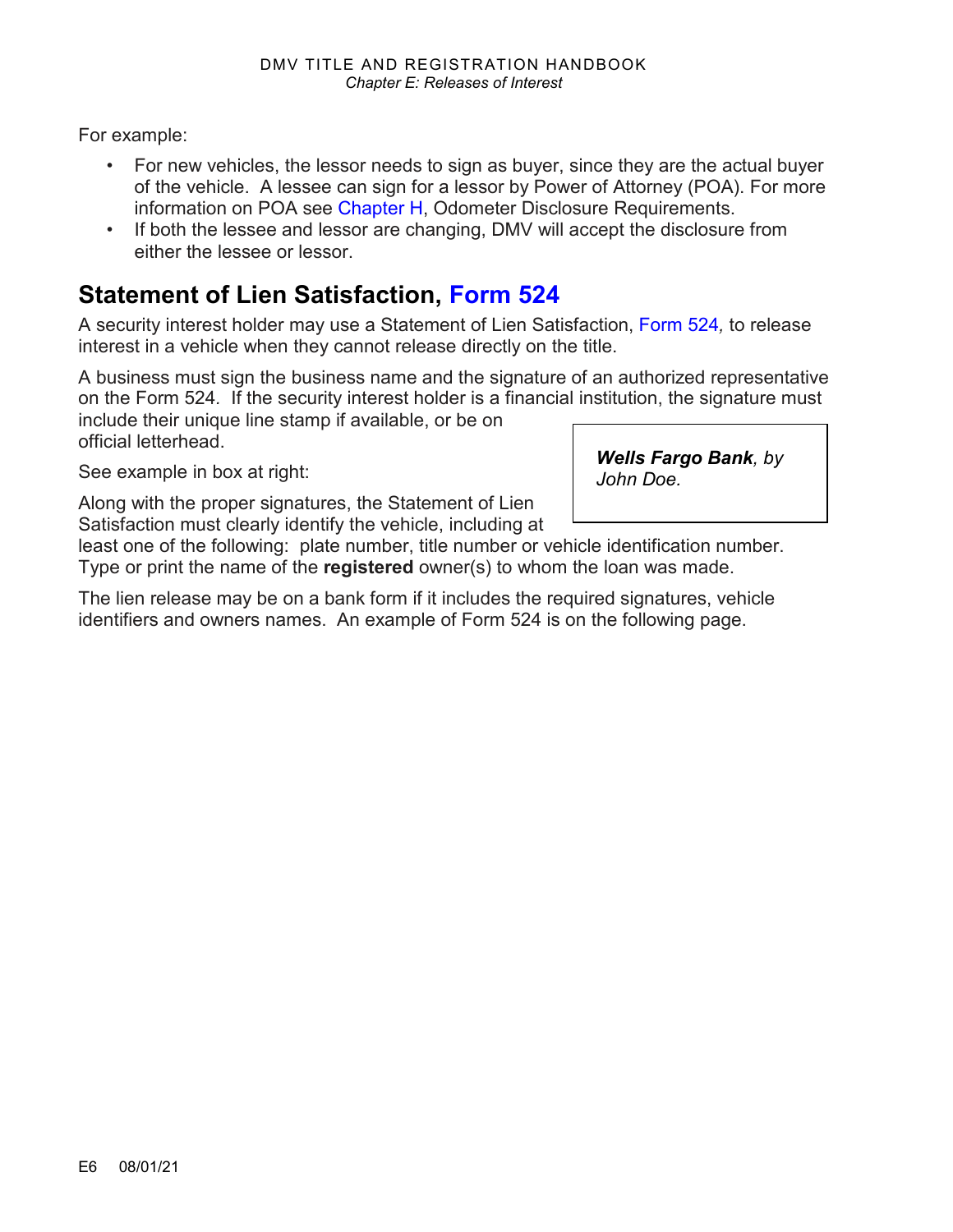For example:

- For new vehicles, the lessor needs to sign as buyer, since they are the actual buyer of the vehicle. A lessee can sign for a lessor by Power of Attorney (POA). For more information on POA see Chapter H, Odometer Disclosure Requirements.
- If both the lessee and lessor are changing, DMV will accept the disclosure from either the lessee or lessor.

## Statement of Lien Satisfaction, Form 524

A security interest holder may use a Statement of Lien Satisfaction, Form 524, to release interest in a vehicle when they cannot release directly on the title.

A business must sign the business name and the signature of an authorized representative on the Form 524. If the security interest holder is a financial institution, the signature must include their unique line stamp if available, or be on official letterhead.

See example in box at right:

> ***Wells Fargo Bank****, by John Doe.*

Along with the proper signatures, the Statement of Lien Satisfaction must clearly identify the vehicle, including at least one of the following: plate number, title number or vehicle identification number. Type or print the name of the **registered** owner(s) to whom the loan was made.

The lien release may be on a bank form if it includes the required signatures, vehicle identifiers and owners names. An example of Form 524 is on the following page.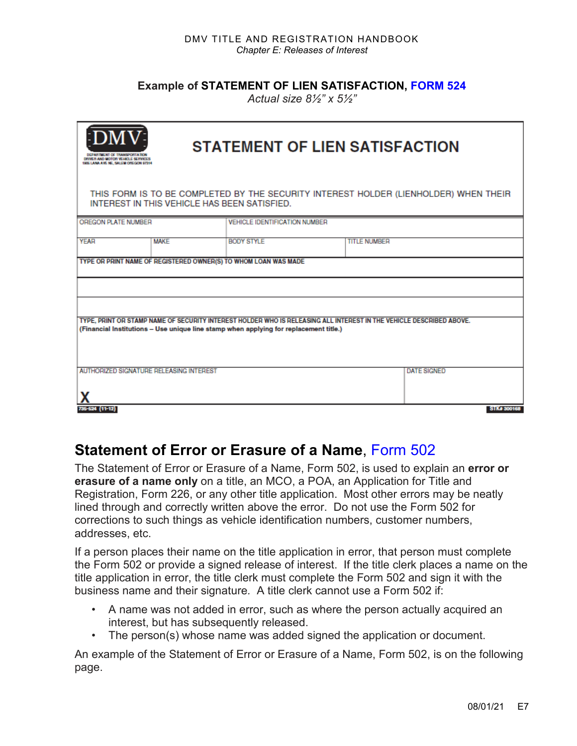### Example of STATEMENT OF LIEN SATISFACTION, FORM 524

*Actual size 8½" x 5½"*

DMV
DEPARTMENT OF TRANSPORTATION
DRIVER AND MOTOR VEHICLE SERVICES
1905 LANA AVE NE, SALEM OREGON 97314

**STATEMENT OF LIEN SATISFACTION**

THIS FORM IS TO BE COMPLETED BY THE SECURITY INTEREST HOLDER (LIENHOLDER) WHEN THEIR INTEREST IN THIS VEHICLE HAS BEEN SATISFIED.

| OREGON PLATE NUMBER | | VEHICLE IDENTIFICATION NUMBER | |
|---|---|---|---|
| YEAR | MAKE | BODY STYLE | TITLE NUMBER |

TYPE OR PRINT NAME OF REGISTERED OWNER(S) TO WHOM LOAN WAS MADE

TYPE, PRINT OR STAMP NAME OF SECURITY INTEREST HOLDER WHO IS RELEASING ALL INTEREST IN THE VEHICLE DESCRIBED ABOVE.
(Financial Institutions – Use unique line stamp when applying for replacement title.)

| AUTHORIZED SIGNATURE RELEASING INTEREST | DATE SIGNED |
|---|---|
| X | |

735-524 (11-12) STK# 300168

## Statement of Error or Erasure of a Name, Form 502

The Statement of Error or Erasure of a Name, Form 502, is used to explain an **error or erasure of a name only** on a title, an MCO, a POA, an Application for Title and Registration, Form 226, or any other title application. Most other errors may be neatly lined through and correctly written above the error. Do not use the Form 502 for corrections to such things as vehicle identification numbers, customer numbers, addresses, etc.

If a person places their name on the title application in error, that person must complete the Form 502 or provide a signed release of interest. If the title clerk places a name on the title application in error, the title clerk must complete the Form 502 and sign it with the business name and their signature. A title clerk cannot use a Form 502 if:

- A name was not added in error, such as where the person actually acquired an interest, but has subsequently released.
- The person(s) whose name was added signed the application or document.

An example of the Statement of Error or Erasure of a Name, Form 502, is on the following page.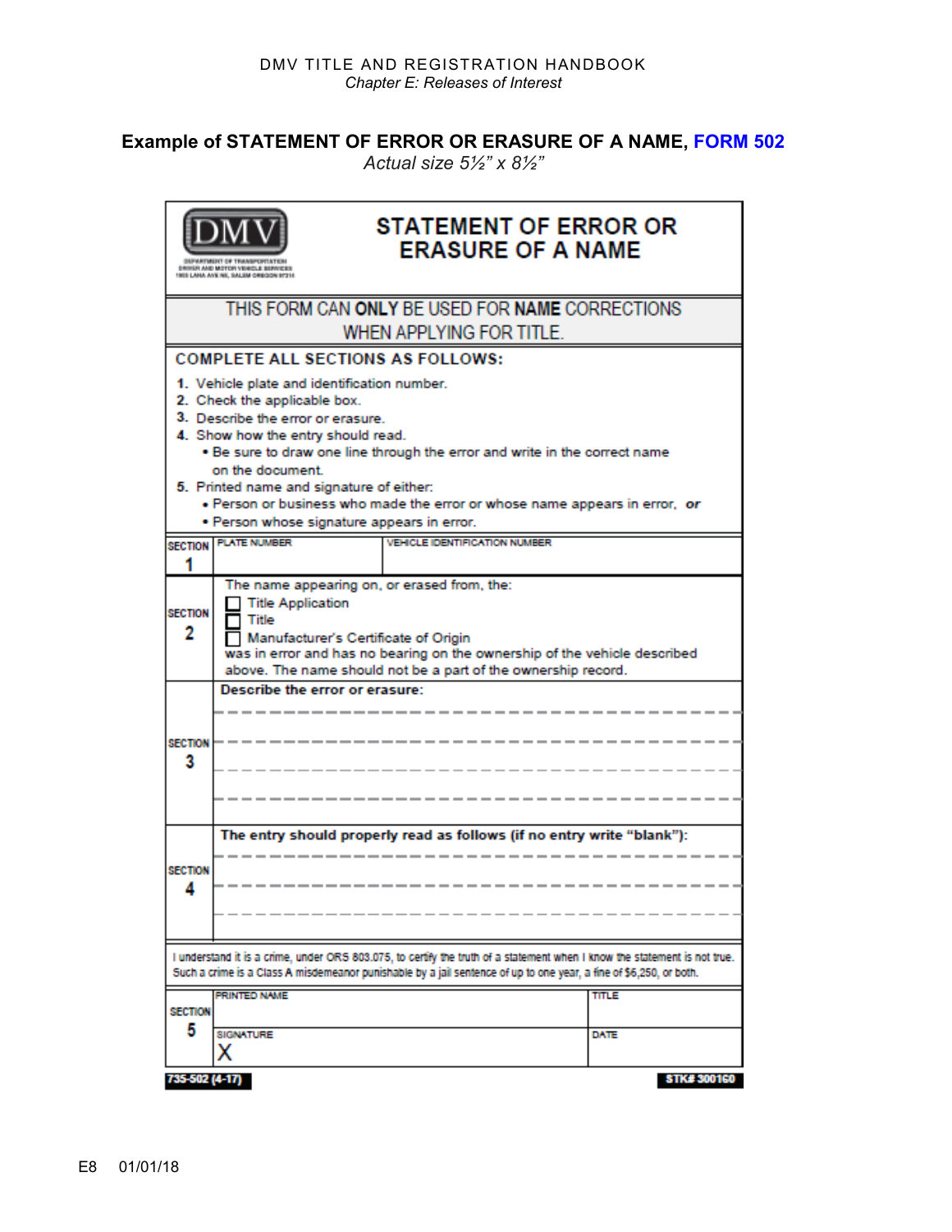## Example of STATEMENT OF ERROR OR ERASURE OF A NAME, FORM 502

*Actual size 5½" x 8½"*

DMV

DEPARTMENT OF TRANSPORTATION
DRIVER AND MOTOR VEHICLE SERVICES
1905 LANA AVE NE, SALEM OREGON 97314

# STATEMENT OF ERROR OR ERASURE OF A NAME

THIS FORM CAN **ONLY** BE USED FOR **NAME** CORRECTIONS WHEN APPLYING FOR TITLE.

**COMPLETE ALL SECTIONS AS FOLLOWS:**

1. Vehicle plate and identification number.
2. Check the applicable box.
3. Describe the error or erasure.
4. Show how the entry should read.
   - Be sure to draw one line through the error and write in the correct name on the document.
5. Printed name and signature of either:
   - Person or business who made the error or whose name appears in error, **or**
   - Person whose signature appears in error.

| | | |
|---|---|---|
| SECTION 1 | PLATE NUMBER | VEHICLE IDENTIFICATION NUMBER |

**SECTION 2**

The name appearing on, or erased from, the:

☐ Title Application
☐ Title
☐ Manufacturer's Certificate of Origin

was in error and has no bearing on the ownership of the vehicle described above. The name should not be a part of the ownership record.

**SECTION 3**

**Describe the error or erasure:**

**SECTION 4**

**The entry should properly read as follows (if no entry write "blank"):**

I understand it is a crime, under ORS 803.075, to certify the truth of a statement when I know the statement is not true. Such a crime is a Class A misdemeanor punishable by a jail sentence of up to one year, a fine of $6,250, or both.

| | | |
|---|---|---|
| SECTION 5 | PRINTED NAME | TITLE |
| | SIGNATURE X | DATE |

735-502 (4-17) STK# 300160